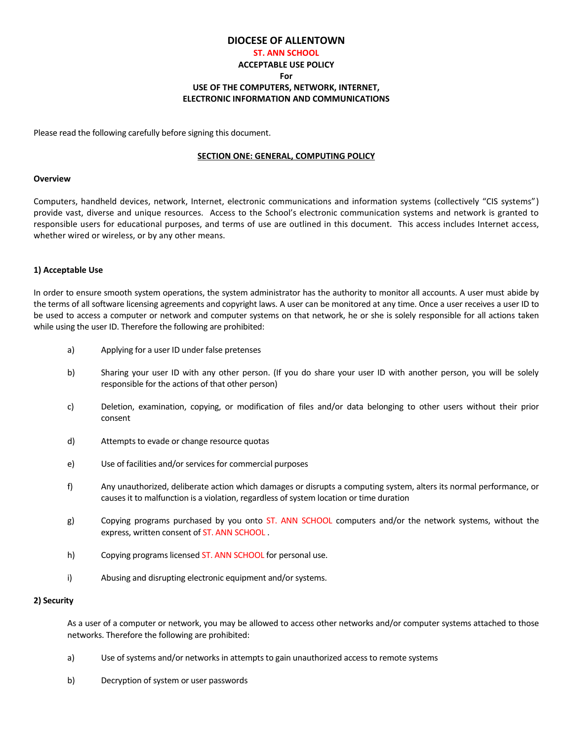# DIOCESE OF ALLENTOWN

**ST. ANN SCHOOL**

**ACCEPTABLE USE POLICY**

**For**

**USE OF THE COMPUTERS, NETWORK, INTERNET, ELECTRONIC INFORMATION AND COMMUNICATIONS**

Please read the following carefully before signing this document.

## SECTION ONE: GENERAL, COMPUTING POLICY

### Overview

Computers, handheld devices, network, Internet, electronic communications and information systems (collectively "CIS systems") provide vast, diverse and unique resources. Access to the School's electronic communication systems and network is granted to responsible users for educational purposes, and terms of use are outlined in this document. This access includes Internet access, whether wired or wireless, or by any other means.

### 1) Acceptable Use

In order to ensure smooth system operations, the system administrator has the authority to monitor all accounts. A user must abide by the terms of all software licensing agreements and copyright laws. A user can be monitored at any time. Once a user receives a user ID to be used to access a computer or network and computer systems on that network, he or she is solely responsible for all actions taken while using the user ID. Therefore the following are prohibited:

a) Applying for a user ID under false pretenses

b) Sharing your user ID with any other person. (If you do share your user ID with another person, you will be solely responsible for the actions of that other person)

c) Deletion, examination, copying, or modification of files and/or data belonging to other users without their prior consent

d) Attempts to evade or change resource quotas

e) Use of facilities and/or services for commercial purposes

f) Any unauthorized, deliberate action which damages or disrupts a computing system, alters its normal performance, or causes it to malfunction is a violation, regardless of system location or time duration

g) Copying programs purchased by you onto ST. ANN SCHOOL computers and/or the network systems, without the express, written consent of ST. ANN SCHOOL .

h) Copying programs licensed ST. ANN SCHOOL for personal use.

i) Abusing and disrupting electronic equipment and/or systems.

### 2) Security

As a user of a computer or network, you may be allowed to access other networks and/or computer systems attached to those networks. Therefore the following are prohibited:

a) Use of systems and/or networks in attempts to gain unauthorized access to remote systems

b) Decryption of system or user passwords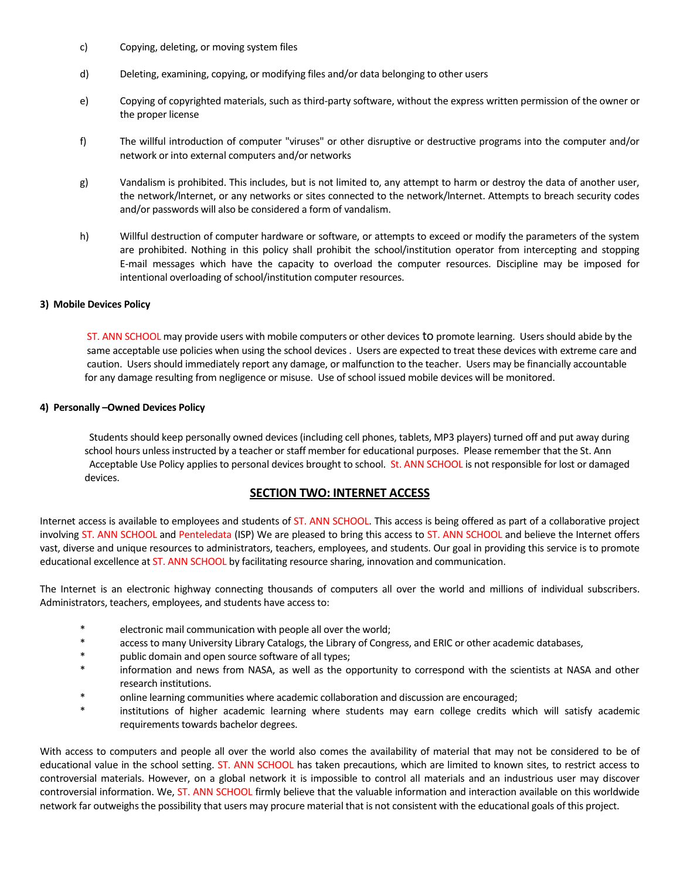c) Copying, deleting, or moving system files

d) Deleting, examining, copying, or modifying files and/or data belonging to other users

e) Copying of copyrighted materials, such as third-party software, without the express written permission of the owner or the proper license

f) The willful introduction of computer "viruses" or other disruptive or destructive programs into the computer and/or network or into external computers and/or networks

g) Vandalism is prohibited. This includes, but is not limited to, any attempt to harm or destroy the data of another user, the network/Internet, or any networks or sites connected to the network/Internet. Attempts to breach security codes and/or passwords will also be considered a form of vandalism.

h) Willful destruction of computer hardware or software, or attempts to exceed or modify the parameters of the system are prohibited. Nothing in this policy shall prohibit the school/institution operator from intercepting and stopping E-mail messages which have the capacity to overload the computer resources. Discipline may be imposed for intentional overloading of school/institution computer resources.

**3) Mobile Devices Policy**

ST. ANN SCHOOL may provide users with mobile computers or other devices to promote learning. Users should abide by the same acceptable use policies when using the school devices . Users are expected to treat these devices with extreme care and caution. Users should immediately report any damage, or malfunction to the teacher. Users may be financially accountable for any damage resulting from negligence or misuse. Use of school issued mobile devices will be monitored.

**4) Personally –Owned Devices Policy**

Students should keep personally owned devices (including cell phones, tablets, MP3 players) turned off and put away during school hours unless instructed by a teacher or staff member for educational purposes. Please remember that the St. Ann Acceptable Use Policy applies to personal devices brought to school. St. ANN SCHOOL is not responsible for lost or damaged devices.

## SECTION TWO: INTERNET ACCESS

Internet access is available to employees and students of ST. ANN SCHOOL. This access is being offered as part of a collaborative project involving ST. ANN SCHOOL and Penteledata (ISP) We are pleased to bring this access to ST. ANN SCHOOL and believe the Internet offers vast, diverse and unique resources to administrators, teachers, employees, and students. Our goal in providing this service is to promote educational excellence at ST. ANN SCHOOL by facilitating resource sharing, innovation and communication.

The Internet is an electronic highway connecting thousands of computers all over the world and millions of individual subscribers. Administrators, teachers, employees, and students have access to:

* electronic mail communication with people all over the world;
* access to many University Library Catalogs, the Library of Congress, and ERIC or other academic databases,
* public domain and open source software of all types;
* information and news from NASA, as well as the opportunity to correspond with the scientists at NASA and other research institutions.
* online learning communities where academic collaboration and discussion are encouraged;
* institutions of higher academic learning where students may earn college credits which will satisfy academic requirements towards bachelor degrees.

With access to computers and people all over the world also comes the availability of material that may not be considered to be of educational value in the school setting. ST. ANN SCHOOL has taken precautions, which are limited to known sites, to restrict access to controversial materials. However, on a global network it is impossible to control all materials and an industrious user may discover controversial information. We, ST. ANN SCHOOL firmly believe that the valuable information and interaction available on this worldwide network far outweighs the possibility that users may procure material that is not consistent with the educational goals of this project.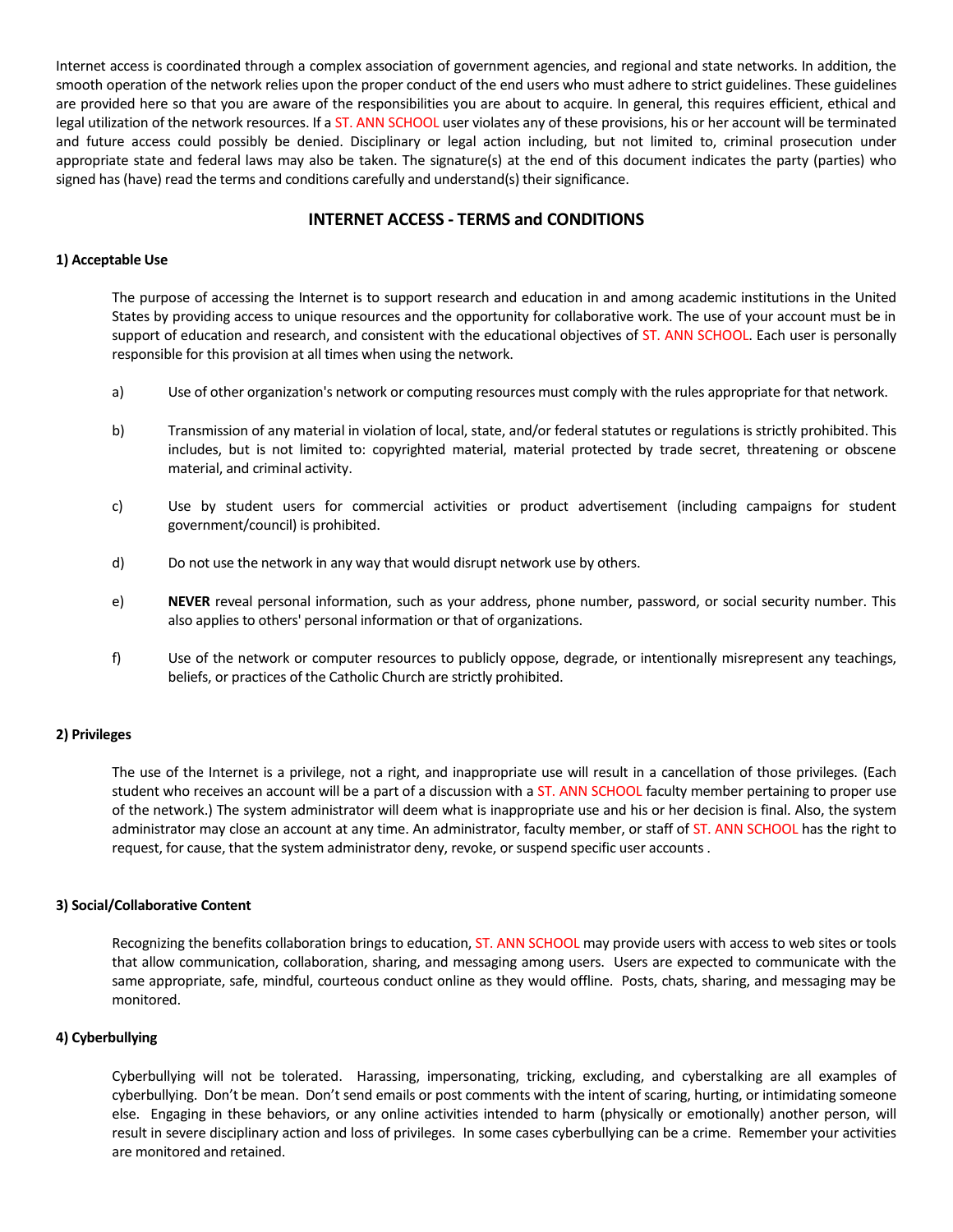Internet access is coordinated through a complex association of government agencies, and regional and state networks. In addition, the smooth operation of the network relies upon the proper conduct of the end users who must adhere to strict guidelines. These guidelines are provided here so that you are aware of the responsibilities you are about to acquire. In general, this requires efficient, ethical and legal utilization of the network resources. If a ST. ANN SCHOOL user violates any of these provisions, his or her account will be terminated and future access could possibly be denied. Disciplinary or legal action including, but not limited to, criminal prosecution under appropriate state and federal laws may also be taken. The signature(s) at the end of this document indicates the party (parties) who signed has (have) read the terms and conditions carefully and understand(s) their significance.

## INTERNET ACCESS - TERMS and CONDITIONS

**1) Acceptable Use**

The purpose of accessing the Internet is to support research and education in and among academic institutions in the United States by providing access to unique resources and the opportunity for collaborative work. The use of your account must be in support of education and research, and consistent with the educational objectives of ST. ANN SCHOOL. Each user is personally responsible for this provision at all times when using the network.

a) Use of other organization's network or computing resources must comply with the rules appropriate for that network.

b) Transmission of any material in violation of local, state, and/or federal statutes or regulations is strictly prohibited. This includes, but is not limited to: copyrighted material, material protected by trade secret, threatening or obscene material, and criminal activity.

c) Use by student users for commercial activities or product advertisement (including campaigns for student government/council) is prohibited.

d) Do not use the network in any way that would disrupt network use by others.

e) **NEVER** reveal personal information, such as your address, phone number, password, or social security number. This also applies to others' personal information or that of organizations.

f) Use of the network or computer resources to publicly oppose, degrade, or intentionally misrepresent any teachings, beliefs, or practices of the Catholic Church are strictly prohibited.

**2) Privileges**

The use of the Internet is a privilege, not a right, and inappropriate use will result in a cancellation of those privileges. (Each student who receives an account will be a part of a discussion with a ST. ANN SCHOOL faculty member pertaining to proper use of the network.) The system administrator will deem what is inappropriate use and his or her decision is final. Also, the system administrator may close an account at any time. An administrator, faculty member, or staff of ST. ANN SCHOOL has the right to request, for cause, that the system administrator deny, revoke, or suspend specific user accounts .

**3) Social/Collaborative Content**

Recognizing the benefits collaboration brings to education, ST. ANN SCHOOL may provide users with access to web sites or tools that allow communication, collaboration, sharing, and messaging among users. Users are expected to communicate with the same appropriate, safe, mindful, courteous conduct online as they would offline. Posts, chats, sharing, and messaging may be monitored.

**4) Cyberbullying**

Cyberbullying will not be tolerated. Harassing, impersonating, tricking, excluding, and cyberstalking are all examples of cyberbullying. Don't be mean. Don't send emails or post comments with the intent of scaring, hurting, or intimidating someone else. Engaging in these behaviors, or any online activities intended to harm (physically or emotionally) another person, will result in severe disciplinary action and loss of privileges. In some cases cyberbullying can be a crime. Remember your activities are monitored and retained.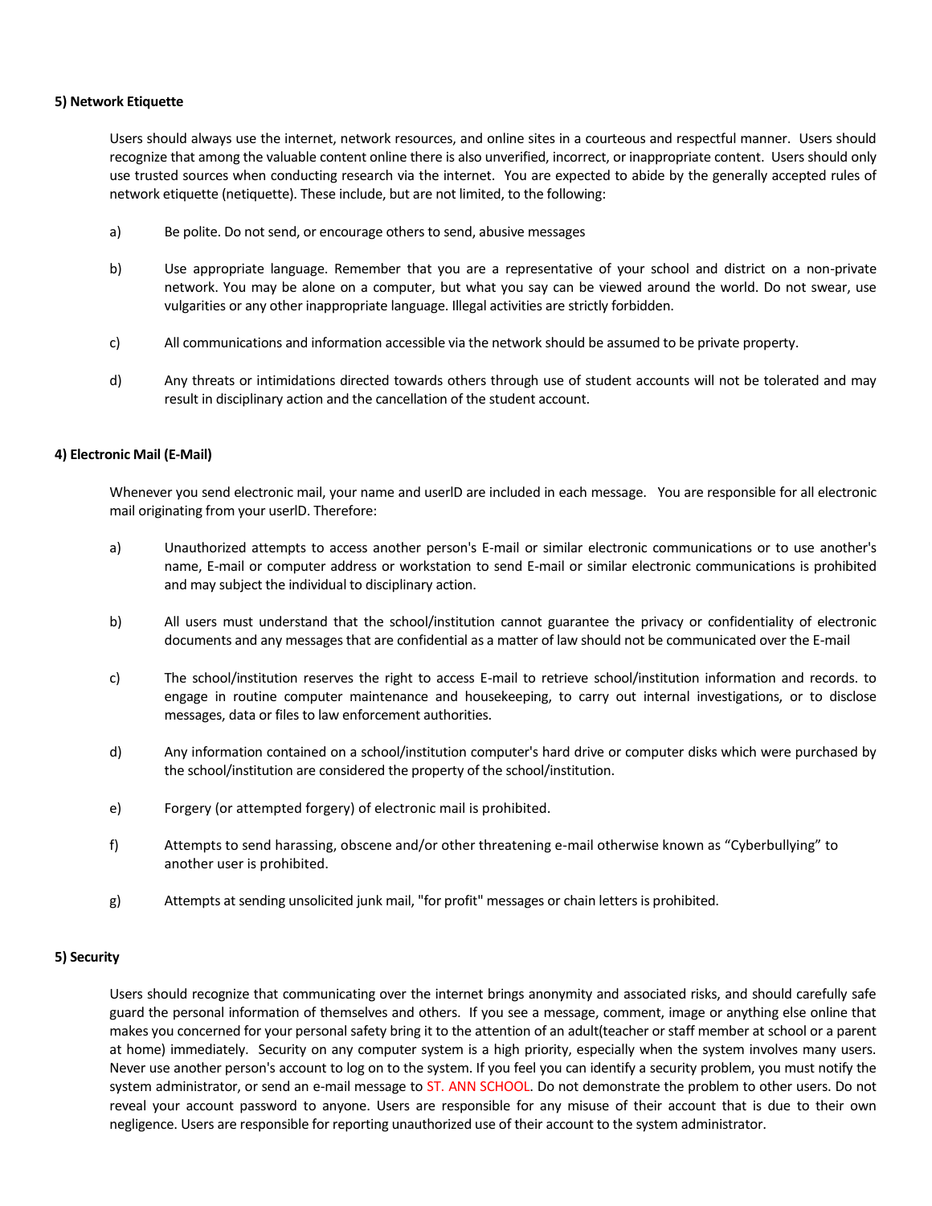**5) Network Etiquette**

Users should always use the internet, network resources, and online sites in a courteous and respectful manner. Users should recognize that among the valuable content online there is also unverified, incorrect, or inappropriate content. Users should only use trusted sources when conducting research via the internet. You are expected to abide by the generally accepted rules of network etiquette (netiquette). These include, but are not limited, to the following:

a) Be polite. Do not send, or encourage others to send, abusive messages

b) Use appropriate language. Remember that you are a representative of your school and district on a non-private network. You may be alone on a computer, but what you say can be viewed around the world. Do not swear, use vulgarities or any other inappropriate language. Illegal activities are strictly forbidden.

c) All communications and information accessible via the network should be assumed to be private property.

d) Any threats or intimidations directed towards others through use of student accounts will not be tolerated and may result in disciplinary action and the cancellation of the student account.

**4) Electronic Mail (E-Mail)**

Whenever you send electronic mail, your name and userlD are included in each message. You are responsible for all electronic mail originating from your userlD. Therefore:

a) Unauthorized attempts to access another person's E-mail or similar electronic communications or to use another's name, E-mail or computer address or workstation to send E-mail or similar electronic communications is prohibited and may subject the individual to disciplinary action.

b) All users must understand that the school/institution cannot guarantee the privacy or confidentiality of electronic documents and any messages that are confidential as a matter of law should not be communicated over the E-mail

c) The school/institution reserves the right to access E-mail to retrieve school/institution information and records. to engage in routine computer maintenance and housekeeping, to carry out internal investigations, or to disclose messages, data or files to law enforcement authorities.

d) Any information contained on a school/institution computer's hard drive or computer disks which were purchased by the school/institution are considered the property of the school/institution.

e) Forgery (or attempted forgery) of electronic mail is prohibited.

f) Attempts to send harassing, obscene and/or other threatening e-mail otherwise known as "Cyberbullying" to another user is prohibited.

g) Attempts at sending unsolicited junk mail, "for profit" messages or chain letters is prohibited.

**5) Security**

Users should recognize that communicating over the internet brings anonymity and associated risks, and should carefully safe guard the personal information of themselves and others. If you see a message, comment, image or anything else online that makes you concerned for your personal safety bring it to the attention of an adult(teacher or staff member at school or a parent at home) immediately. Security on any computer system is a high priority, especially when the system involves many users. Never use another person's account to log on to the system. If you feel you can identify a security problem, you must notify the system administrator, or send an e-mail message to ST. ANN SCHOOL. Do not demonstrate the problem to other users. Do not reveal your account password to anyone. Users are responsible for any misuse of their account that is due to their own negligence. Users are responsible for reporting unauthorized use of their account to the system administrator.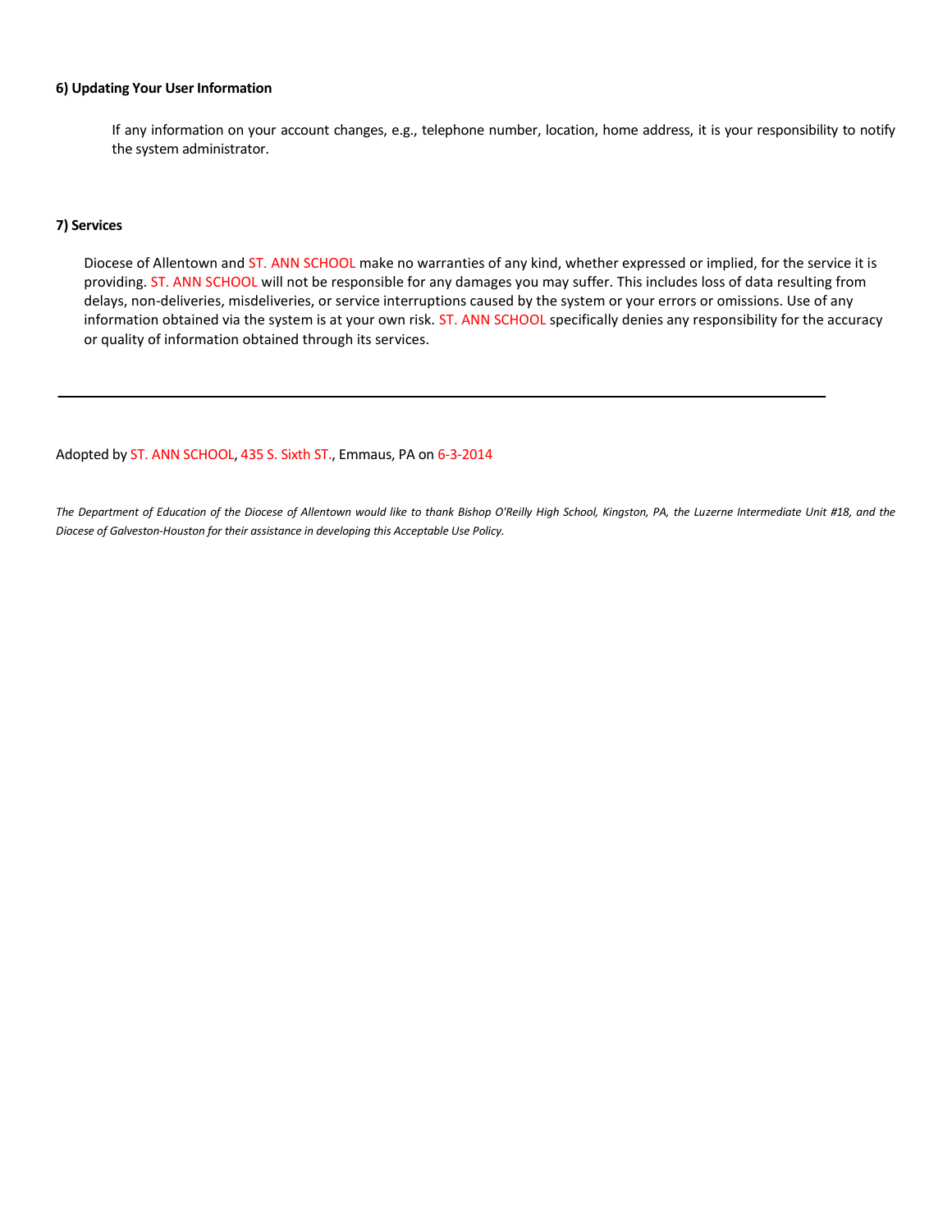**6) Updating Your User Information**

If any information on your account changes, e.g., telephone number, location, home address, it is your responsibility to notify the system administrator.

**7) Services**

Diocese of Allentown and ST. ANN SCHOOL make no warranties of any kind, whether expressed or implied, for the service it is providing. ST. ANN SCHOOL will not be responsible for any damages you may suffer. This includes loss of data resulting from delays, non-deliveries, misdeliveries, or service interruptions caused by the system or your errors or omissions. Use of any information obtained via the system is at your own risk. ST. ANN SCHOOL specifically denies any responsibility for the accuracy or quality of information obtained through its services.

---

Adopted by ST. ANN SCHOOL, 435 S. Sixth ST., Emmaus, PA on 6-3-2014

*The Department of Education of the Diocese of Allentown would like to thank Bishop O'Reilly High School, Kingston, PA, the Luzerne Intermediate Unit #18, and the Diocese of Galveston-Houston for their assistance in developing this Acceptable Use Policy.*